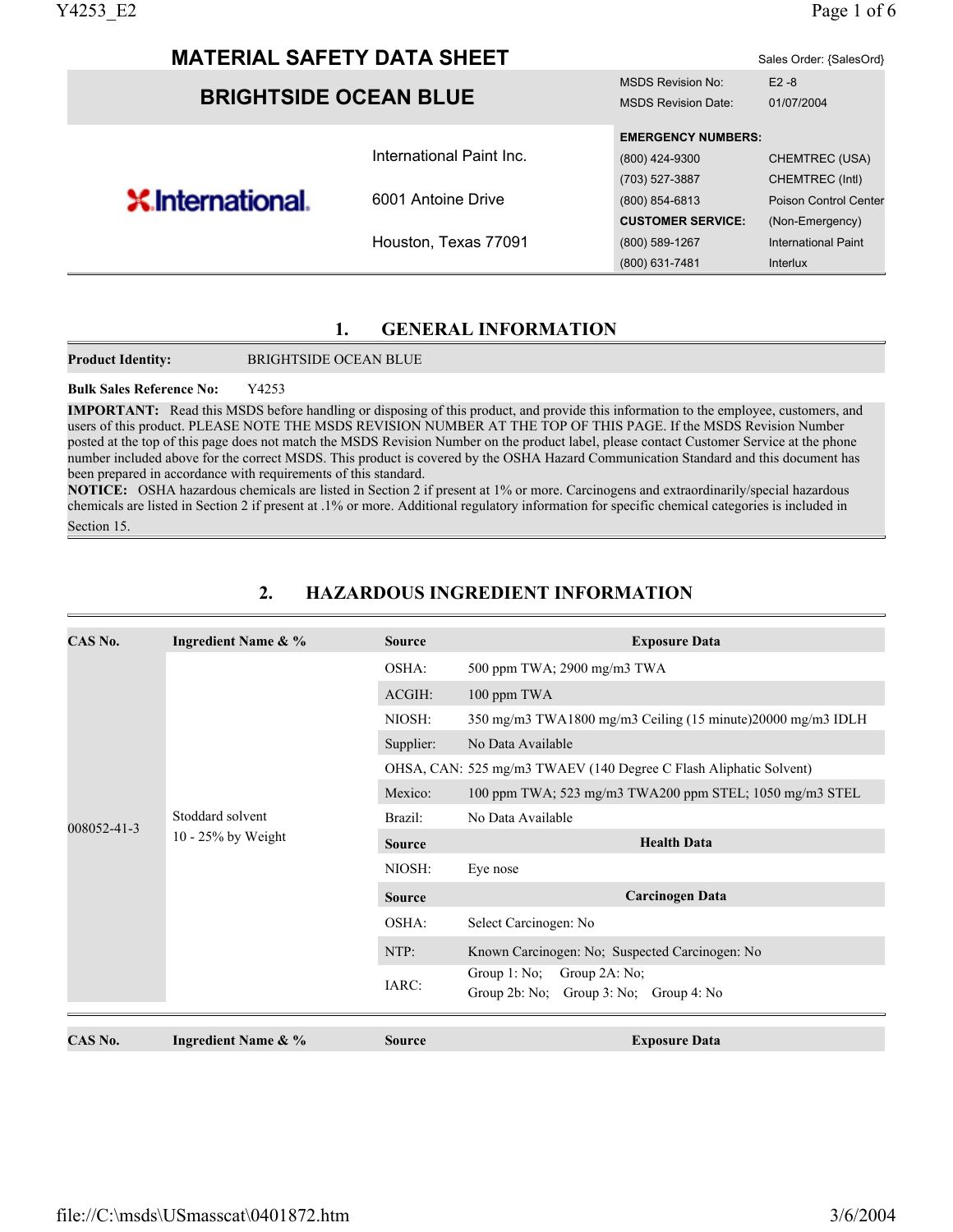# MATERIAL SAFETY DATA SHEET

Sales Order: {SalesOrd}

## BRIGHTSIDE OCEAN BLUE

| | |
|---|---|
| MSDS Revision No: | E2 -8 |
| MSDS Revision Date: | 01/07/2004 |

International Paint Inc.

6001 Antoine Drive

Houston, Texas 77091

| EMERGENCY NUMBERS: | |
|---|---|
| (800) 424-9300 | CHEMTREC (USA) |
| (703) 527-3887 | CHEMTREC (Intl) |
| (800) 854-6813 | Poison Control Center |
| **CUSTOMER SERVICE:** | (Non-Emergency) |
| (800) 589-1267 | International Paint |
| (800) 631-7481 | Interlux |

## 1. GENERAL INFORMATION

**Product Identity:** BRIGHTSIDE OCEAN BLUE

**Bulk Sales Reference No:** Y4253

**IMPORTANT:** Read this MSDS before handling or disposing of this product, and provide this information to the employee, customers, and users of this product. PLEASE NOTE THE MSDS REVISION NUMBER AT THE TOP OF THIS PAGE. If the MSDS Revision Number posted at the top of this page does not match the MSDS Revision Number on the product label, please contact Customer Service at the phone number included above for the correct MSDS. This product is covered by the OSHA Hazard Communication Standard and this document has been prepared in accordance with requirements of this standard.

**NOTICE:** OSHA hazardous chemicals are listed in Section 2 if present at 1% or more. Carcinogens and extraordinarily/special hazardous chemicals are listed in Section 2 if present at .1% or more. Additional regulatory information for specific chemical categories is included in Section 15.

## 2. HAZARDOUS INGREDIENT INFORMATION

| CAS No. | Ingredient Name & % | Source | Exposure Data |
|---|---|---|---|
| 008052-41-3 | Stoddard solvent 10 - 25% by Weight | OSHA: | 500 ppm TWA; 2900 mg/m3 TWA |
| | | ACGIH: | 100 ppm TWA |
| | | NIOSH: | 350 mg/m3 TWA1800 mg/m3 Ceiling (15 minute)20000 mg/m3 IDLH |
| | | Supplier: | No Data Available |
| | | OHSA, CAN: | 525 mg/m3 TWAEV (140 Degree C Flash Aliphatic Solvent) |
| | | Mexico: | 100 ppm TWA; 523 mg/m3 TWA200 ppm STEL; 1050 mg/m3 STEL |
| | | Brazil: | No Data Available |
| | | **Source** | **Health Data** |
| | | NIOSH: | Eye nose |
| | | **Source** | **Carcinogen Data** |
| | | OSHA: | Select Carcinogen: No |
| | | NTP: | Known Carcinogen: No; Suspected Carcinogen: No |
| | | IARC: | Group 1: No; Group 2A: No; Group 2b: No; Group 3: No; Group 4: No |

| CAS No. | Ingredient Name & % | Source | Exposure Data |
|---|---|---|---|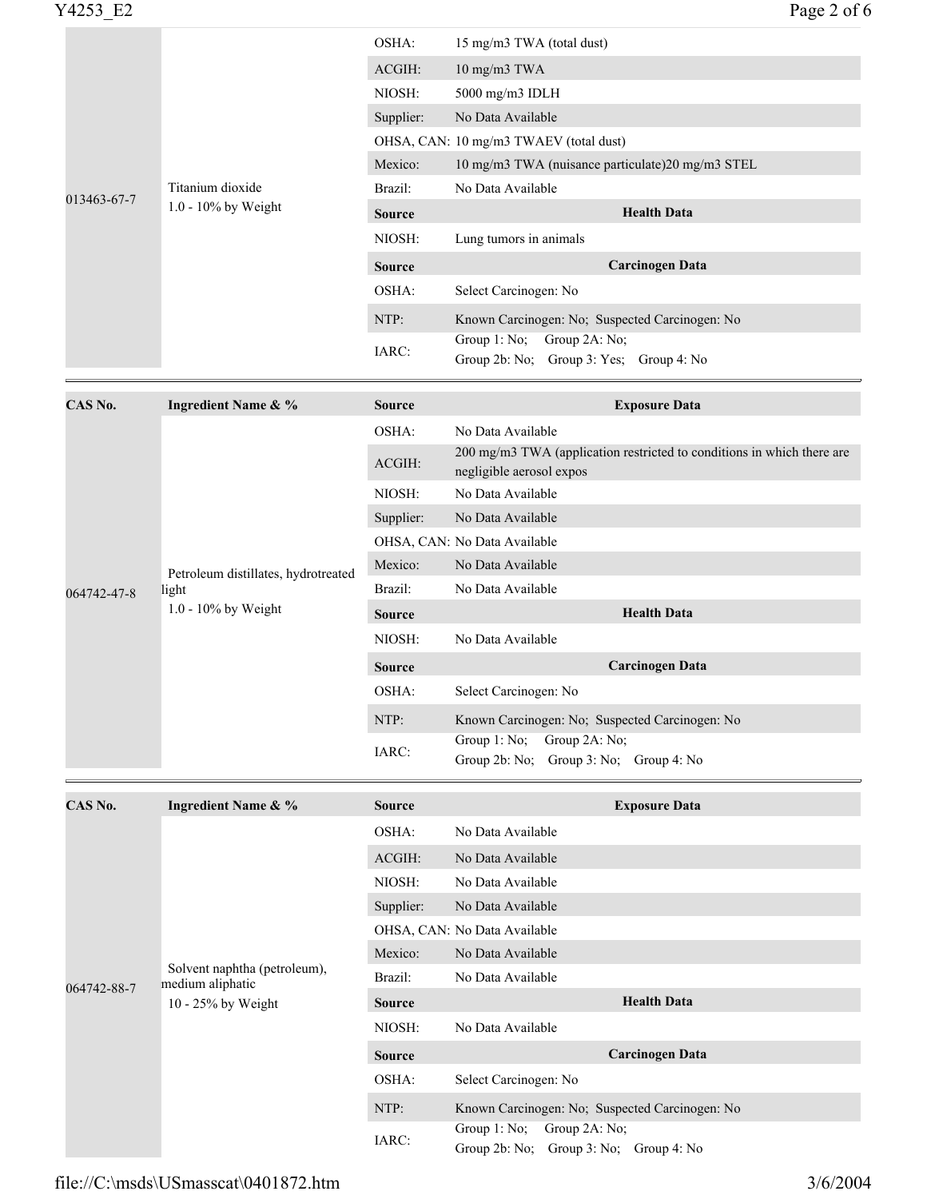| CAS No. | Ingredient Name & % | Source | Exposure Data |
|---|---|---|---|
| 013463-67-7 | Titanium dioxide 1.0 - 10% by Weight | OSHA: | 15 mg/m3 TWA (total dust) |
| | | ACGIH: | 10 mg/m3 TWA |
| | | NIOSH: | 5000 mg/m3 IDLH |
| | | Supplier: | No Data Available |
| | | OHSA, CAN: | 10 mg/m3 TWAEV (total dust) |
| | | Mexico: | 10 mg/m3 TWA (nuisance particulate)20 mg/m3 STEL |
| | | Brazil: | No Data Available |
| | | **Source** | **Health Data** |
| | | NIOSH: | Lung tumors in animals |
| | | **Source** | **Carcinogen Data** |
| | | OSHA: | Select Carcinogen: No |
| | | NTP: | Known Carcinogen: No; Suspected Carcinogen: No |
| | | IARC: | Group 1: No; Group 2A: No; Group 2b: No; Group 3: Yes; Group 4: No |

| CAS No. | Ingredient Name & % | Source | Exposure Data |
|---|---|---|---|
| 064742-47-8 | Petroleum distillates, hydrotreated light 1.0 - 10% by Weight | OSHA: | No Data Available |
| | | ACGIH: | 200 mg/m3 TWA (application restricted to conditions in which there are negligible aerosol expos |
| | | NIOSH: | No Data Available |
| | | Supplier: | No Data Available |
| | | OHSA, CAN: | No Data Available |
| | | Mexico: | No Data Available |
| | | Brazil: | No Data Available |
| | | **Source** | **Health Data** |
| | | NIOSH: | No Data Available |
| | | **Source** | **Carcinogen Data** |
| | | OSHA: | Select Carcinogen: No |
| | | NTP: | Known Carcinogen: No; Suspected Carcinogen: No |
| | | IARC: | Group 1: No; Group 2A: No; Group 2b: No; Group 3: No; Group 4: No |

| CAS No. | Ingredient Name & % | Source | Exposure Data |
|---|---|---|---|
| 064742-88-7 | Solvent naphtha (petroleum), medium aliphatic 10 - 25% by Weight | OSHA: | No Data Available |
| | | ACGIH: | No Data Available |
| | | NIOSH: | No Data Available |
| | | Supplier: | No Data Available |
| | | OHSA, CAN: | No Data Available |
| | | Mexico: | No Data Available |
| | | Brazil: | No Data Available |
| | | **Source** | **Health Data** |
| | | NIOSH: | No Data Available |
| | | **Source** | **Carcinogen Data** |
| | | OSHA: | Select Carcinogen: No |
| | | NTP: | Known Carcinogen: No; Suspected Carcinogen: No |
| | | IARC: | Group 1: No; Group 2A: No; Group 2b: No; Group 3: No; Group 4: No |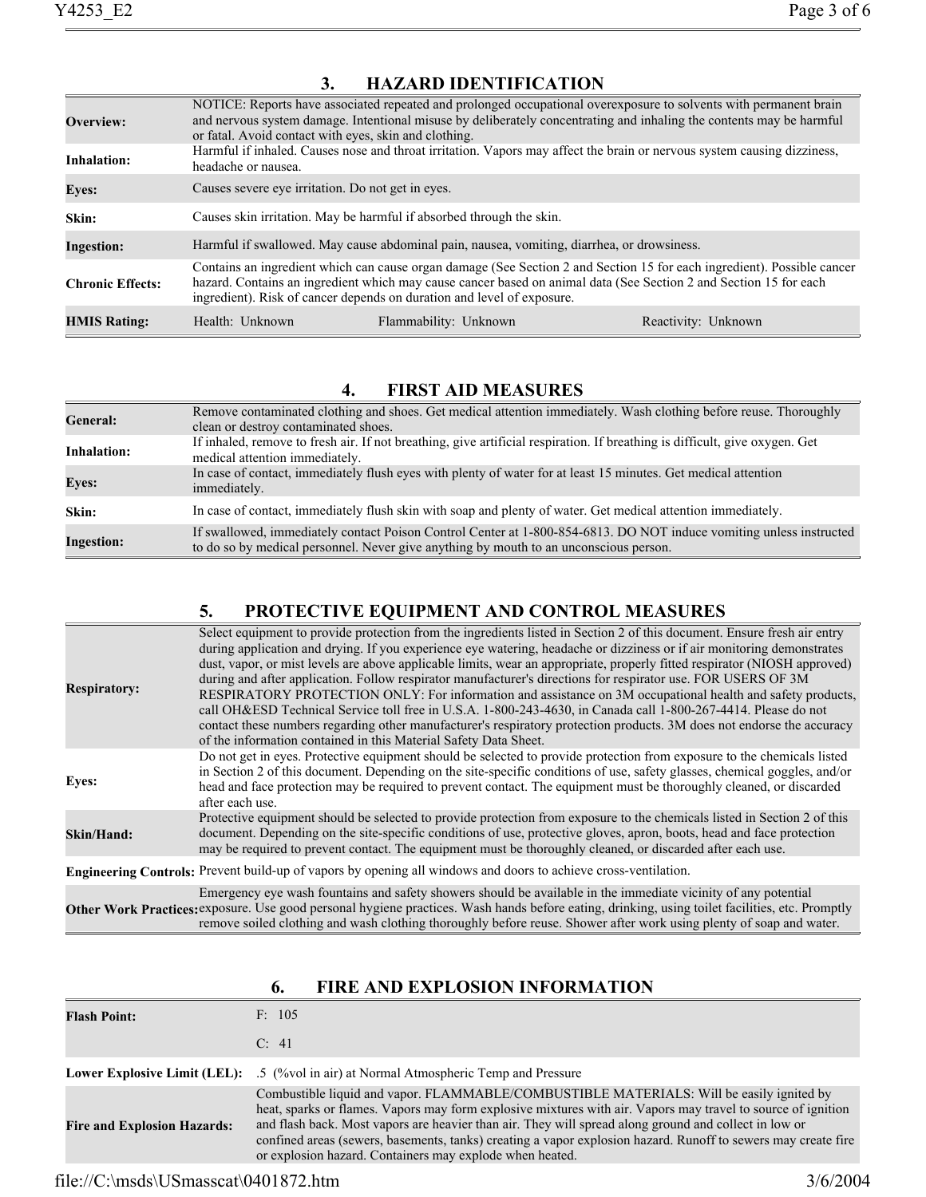## 3. HAZARD IDENTIFICATION

| | | | |
|---|---|---|---|
| **Overview:** | NOTICE: Reports have associated repeated and prolonged occupational overexposure to solvents with permanent brain and nervous system damage. Intentional misuse by deliberately concentrating and inhaling the contents may be harmful or fatal. Avoid contact with eyes, skin and clothing. | | |
| **Inhalation:** | Harmful if inhaled. Causes nose and throat irritation. Vapors may affect the brain or nervous system causing dizziness, headache or nausea. | | |
| **Eyes:** | Causes severe eye irritation. Do not get in eyes. | | |
| **Skin:** | Causes skin irritation. May be harmful if absorbed through the skin. | | |
| **Ingestion:** | Harmful if swallowed. May cause abdominal pain, nausea, vomiting, diarrhea, or drowsiness. | | |
| **Chronic Effects:** | Contains an ingredient which can cause organ damage (See Section 2 and Section 15 for each ingredient). Possible cancer hazard. Contains an ingredient which may cause cancer based on animal data (See Section 2 and Section 15 for each ingredient). Risk of cancer depends on duration and level of exposure. | | |
| **HMIS Rating:** | Health: Unknown | Flammability: Unknown | Reactivity: Unknown |

## 4. FIRST AID MEASURES

| | |
|---|---|
| **General:** | Remove contaminated clothing and shoes. Get medical attention immediately. Wash clothing before reuse. Thoroughly clean or destroy contaminated shoes. |
| **Inhalation:** | If inhaled, remove to fresh air. If not breathing, give artificial respiration. If breathing is difficult, give oxygen. Get medical attention immediately. |
| **Eyes:** | In case of contact, immediately flush eyes with plenty of water for at least 15 minutes. Get medical attention immediately. |
| **Skin:** | In case of contact, immediately flush skin with soap and plenty of water. Get medical attention immediately. |
| **Ingestion:** | If swallowed, immediately contact Poison Control Center at 1-800-854-6813. DO NOT induce vomiting unless instructed to do so by medical personnel. Never give anything by mouth to an unconscious person. |

## 5. PROTECTIVE EQUIPMENT AND CONTROL MEASURES

| | |
|---|---|
| **Respiratory:** | Select equipment to provide protection from the ingredients listed in Section 2 of this document. Ensure fresh air entry during application and drying. If you experience eye watering, headache or dizziness or if air monitoring demonstrates dust, vapor, or mist levels are above applicable limits, wear an appropriate, properly fitted respirator (NIOSH approved) during and after application. Follow respirator manufacturer's directions for respirator use. FOR USERS OF 3M RESPIRATORY PROTECTION ONLY: For information and assistance on 3M occupational health and safety products, call OH&ESD Technical Service toll free in U.S.A. 1-800-243-4630, in Canada call 1-800-267-4414. Please do not contact these numbers regarding other manufacturer's respiratory protection products. 3M does not endorse the accuracy of the information contained in this Material Safety Data Sheet. |
| **Eyes:** | Do not get in eyes. Protective equipment should be selected to provide protection from exposure to the chemicals listed in Section 2 of this document. Depending on the site-specific conditions of use, safety glasses, chemical goggles, and/or head and face protection may be required to prevent contact. The equipment must be thoroughly cleaned, or discarded after each use. |
| **Skin/Hand:** | Protective equipment should be selected to provide protection from exposure to the chemicals listed in Section 2 of this document. Depending on the site-specific conditions of use, protective gloves, apron, boots, head and face protection may be required to prevent contact. The equipment must be thoroughly cleaned, or discarded after each use. |
| **Engineering Controls:** | Prevent build-up of vapors by opening all windows and doors to achieve cross-ventilation. |
| **Other Work Practices:** | Emergency eye wash fountains and safety showers should be available in the immediate vicinity of any potential exposure. Use good personal hygiene practices. Wash hands before eating, drinking, using toilet facilities, etc. Promptly remove soiled clothing and wash clothing thoroughly before reuse. Shower after work using plenty of soap and water. |

## 6. FIRE AND EXPLOSION INFORMATION

| | |
|---|---|
| **Flash Point:** | F: 105<br>C: 41 |
| **Lower Explosive Limit (LEL):** | .5 (%vol in air) at Normal Atmospheric Temp and Pressure |
| **Fire and Explosion Hazards:** | Combustible liquid and vapor. FLAMMABLE/COMBUSTIBLE MATERIALS: Will be easily ignited by heat, sparks or flames. Vapors may form explosive mixtures with air. Vapors may travel to source of ignition and flash back. Most vapors are heavier than air. They will spread along ground and collect in low or confined areas (sewers, basements, tanks) creating a vapor explosion hazard. Runoff to sewers may create fire or explosion hazard. Containers may explode when heated. |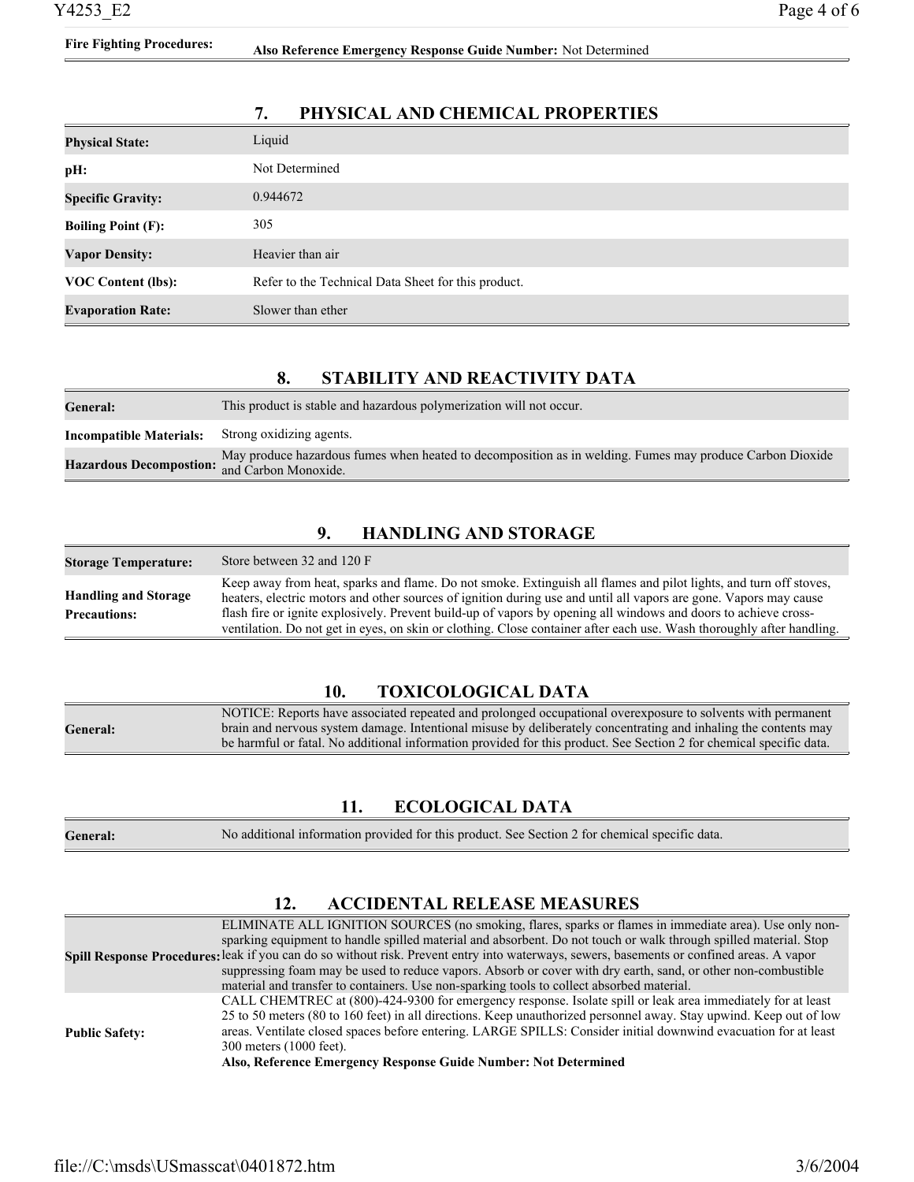| Fire Fighting Procedures: | **Also Reference Emergency Response Guide Number:** Not Determined |
|---|---|

## 7. PHYSICAL AND CHEMICAL PROPERTIES

| | |
|---|---|
| **Physical State:** | Liquid |
| **pH:** | Not Determined |
| **Specific Gravity:** | 0.944672 |
| **Boiling Point (F):** | 305 |
| **Vapor Density:** | Heavier than air |
| **VOC Content (lbs):** | Refer to the Technical Data Sheet for this product. |
| **Evaporation Rate:** | Slower than ether |

## 8. STABILITY AND REACTIVITY DATA

| | |
|---|---|
| **General:** | This product is stable and hazardous polymerization will not occur. |
| **Incompatible Materials:** | Strong oxidizing agents. |
| **Hazardous Decompostion:** | May produce hazardous fumes when heated to decomposition as in welding. Fumes may produce Carbon Dioxide and Carbon Monoxide. |

## 9. HANDLING AND STORAGE

| | |
|---|---|
| **Storage Temperature:** | Store between 32 and 120 F |
| **Handling and Storage Precautions:** | Keep away from heat, sparks and flame. Do not smoke. Extinguish all flames and pilot lights, and turn off stoves, heaters, electric motors and other sources of ignition during use and until all vapors are gone. Vapors may cause flash fire or ignite explosively. Prevent build-up of vapors by opening all windows and doors to achieve cross-ventilation. Do not get in eyes, on skin or clothing. Close container after each use. Wash thoroughly after handling. |

## 10. TOXICOLOGICAL DATA

| | |
|---|---|
| **General:** | NOTICE: Reports have associated repeated and prolonged occupational overexposure to solvents with permanent brain and nervous system damage. Intentional misuse by deliberately concentrating and inhaling the contents may be harmful or fatal. No additional information provided for this product. See Section 2 for chemical specific data. |

## 11. ECOLOGICAL DATA

| | |
|---|---|
| **General:** | No additional information provided for this product. See Section 2 for chemical specific data. |

## 12. ACCIDENTAL RELEASE MEASURES

| | |
|---|---|
| **Spill Response Procedures:** | ELIMINATE ALL IGNITION SOURCES (no smoking, flares, sparks or flames in immediate area). Use only non-sparking equipment to handle spilled material and absorbent. Do not touch or walk through spilled material. Stop leak if you can do so without risk. Prevent entry into waterways, sewers, basements or confined areas. A vapor suppressing foam may be used to reduce vapors. Absorb or cover with dry earth, sand, or other non-combustible material and transfer to containers. Use non-sparking tools to collect absorbed material. |
| **Public Safety:** | CALL CHEMTREC at (800)-424-9300 for emergency response. Isolate spill or leak area immediately for at least 25 to 50 meters (80 to 160 feet) in all directions. Keep unauthorized personnel away. Stay upwind. Keep out of low areas. Ventilate closed spaces before entering. LARGE SPILLS: Consider initial downwind evacuation for at least 300 meters (1000 feet). **Also, Reference Emergency Response Guide Number: Not Determined** |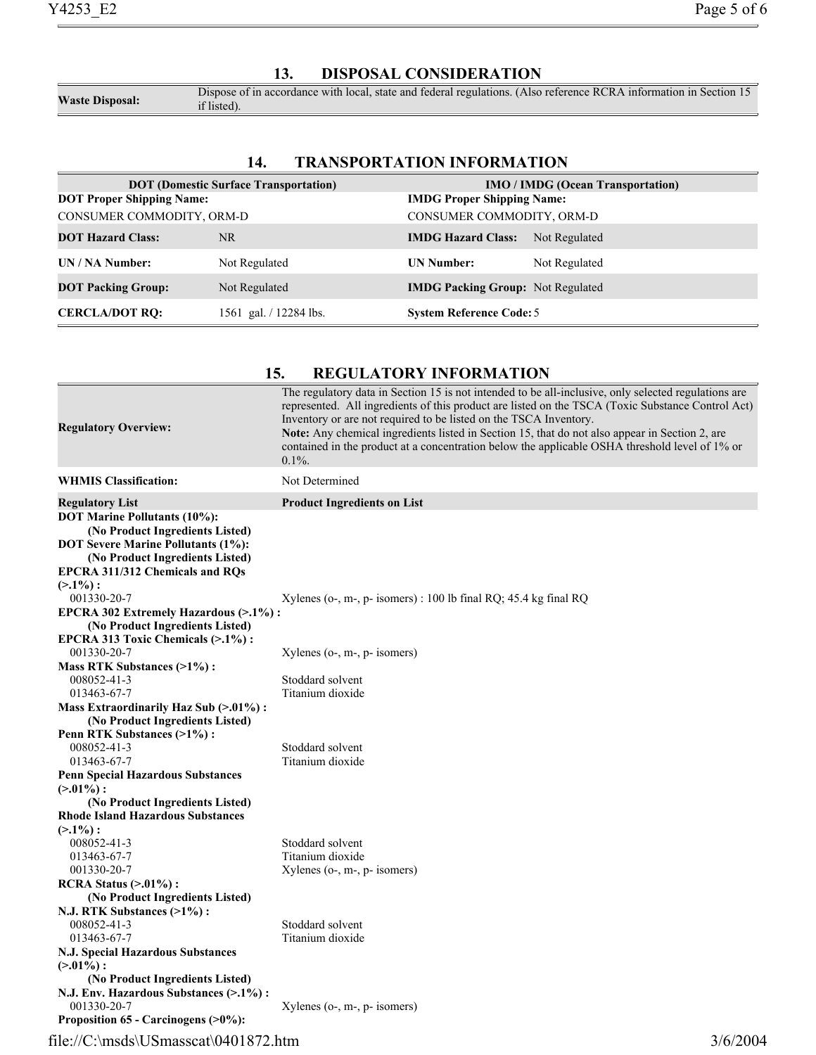## 13. DISPOSAL CONSIDERATION

| Waste Disposal: | Dispose of in accordance with local, state and federal regulations. (Also reference RCRA information in Section 15 if listed). |
|---|---|

## 14. TRANSPORTATION INFORMATION

| DOT (Domestic Surface Transportation) | | IMO / IMDG (Ocean Transportation) | |
|---|---|---|---|
| **DOT Proper Shipping Name:** | | **IMDG Proper Shipping Name:** | |
| CONSUMER COMMODITY, ORM-D | | CONSUMER COMMODITY, ORM-D | |
| **DOT Hazard Class:** | NR | **IMDG Hazard Class:** | Not Regulated |
| **UN / NA Number:** | Not Regulated | **UN Number:** | Not Regulated |
| **DOT Packing Group:** | Not Regulated | **IMDG Packing Group:** | Not Regulated |
| **CERCLA/DOT RQ:** | 1561 gal. / 12284 lbs. | **System Reference Code:** | 5 |

## 15. REGULATORY INFORMATION

| | |
|---|---|
| **Regulatory Overview:** | The regulatory data in Section 15 is not intended to be all-inclusive, only selected regulations are represented. All ingredients of this product are listed on the TSCA (Toxic Substance Control Act) Inventory or are not required to be listed on the TSCA Inventory.<br>**Note:** Any chemical ingredients listed in Section 15, that do not also appear in Section 2, are contained in the product at a concentration below the applicable OSHA threshold level of 1% or 0.1%. |
| **WHMIS Classification:** | Not Determined |

| Regulatory List | Product Ingredients on List |
|---|---|
| **DOT Marine Pollutants (10%):** | |
| **(No Product Ingredients Listed)** | |
| **DOT Severe Marine Pollutants (1%):** | |
| **(No Product Ingredients Listed)** | |
| **EPCRA 311/312 Chemicals and RQs (>.1%) :** | |
| 001330-20-7 | Xylenes (o-, m-, p- isomers) : 100 lb final RQ; 45.4 kg final RQ |
| **EPCRA 302 Extremely Hazardous (>.1%) :** | |
| **(No Product Ingredients Listed)** | |
| **EPCRA 313 Toxic Chemicals (>.1%) :** | |
| 001330-20-7 | Xylenes (o-, m-, p- isomers) |
| **Mass RTK Substances (>1%) :** | |
| 008052-41-3 | Stoddard solvent |
| 013463-67-7 | Titanium dioxide |
| **Mass Extraordinarily Haz Sub (>.01%) :** | |
| **(No Product Ingredients Listed)** | |
| **Penn RTK Substances (>1%) :** | |
| 008052-41-3 | Stoddard solvent |
| 013463-67-7 | Titanium dioxide |
| **Penn Special Hazardous Substances (>.01%) :** | |
| **(No Product Ingredients Listed)** | |
| **Rhode Island Hazardous Substances (>.1%) :** | |
| 008052-41-3 | Stoddard solvent |
| 013463-67-7 | Titanium dioxide |
| 001330-20-7 | Xylenes (o-, m-, p- isomers) |
| **RCRA Status (>.01%) :** | |
| **(No Product Ingredients Listed)** | |
| **N.J. RTK Substances (>1%) :** | |
| 008052-41-3 | Stoddard solvent |
| 013463-67-7 | Titanium dioxide |
| **N.J. Special Hazardous Substances (>.01%) :** | |
| **(No Product Ingredients Listed)** | |
| **N.J. Env. Hazardous Substances (>.1%) :** | |
| 001330-20-7 | Xylenes (o-, m-, p- isomers) |
| **Proposition 65 - Carcinogens (>0%):** | |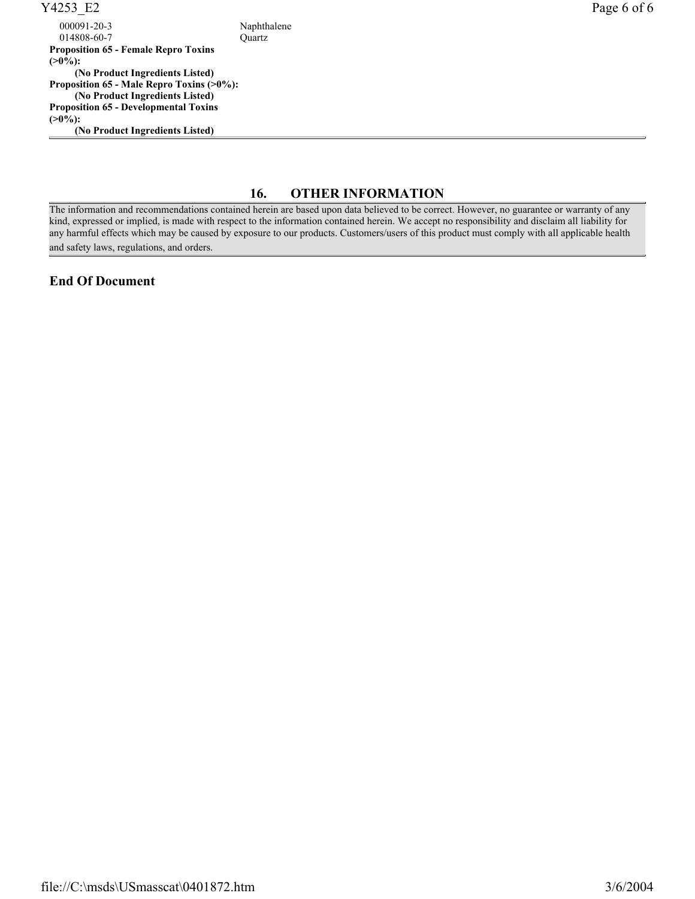| | |
|---|---|
| 000091-20-3 | Naphthalene |
| 014808-60-7 | Quartz |

**Proposition 65 - Female Repro Toxins (>0%):**
**(No Product Ingredients Listed)**
**Proposition 65 - Male Repro Toxins (>0%):**
**(No Product Ingredients Listed)**
**Proposition 65 - Developmental Toxins (>0%):**
**(No Product Ingredients Listed)**

## 16. OTHER INFORMATION

The information and recommendations contained herein are based upon data believed to be correct. However, no guarantee or warranty of any kind, expressed or implied, is made with respect to the information contained herein. We accept no responsibility and disclaim all liability for any harmful effects which may be caused by exposure to our products. Customers/users of this product must comply with all applicable health and safety laws, regulations, and orders.

**End Of Document**